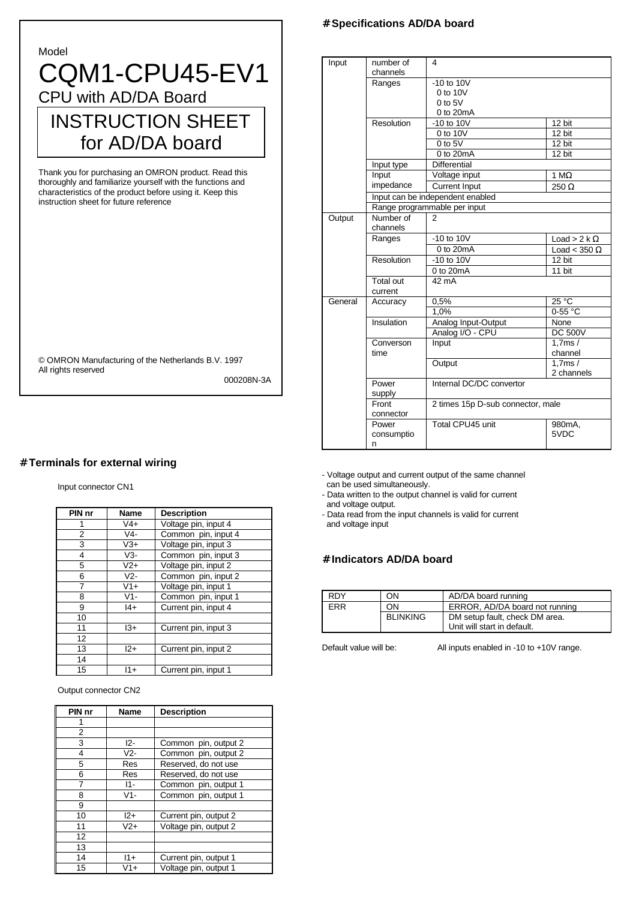Model

# CQM1-CPU45-EV1

CPU with AD/DA Board

## INSTRUCTION SHEET for AD/DA board

Thank you for purchasing an OMRON product. Read this thoroughly and familiarize yourself with the functions and characteristics of the product before using it. Keep this instruction sheet for future reference

© OMRON Manufacturing of the Netherlands B.V. 1997
All rights reserved

000208N-3A

## # Terminals for external wiring

Input connector CN1

| PIN nr | Name | Description |
|---|---|---|
| 1 | V4+ | Voltage pin, input 4 |
| 2 | V4- | Common pin, input 4 |
| 3 | V3+ | Voltage pin, input 3 |
| 4 | V3- | Common pin, input 3 |
| 5 | V2+ | Voltage pin, input 2 |
| 6 | V2- | Common pin, input 2 |
| 7 | V1+ | Voltage pin, input 1 |
| 8 | V1- | Common pin, input 1 |
| 9 | I4+ | Current pin, input 4 |
| 10 | | |
| 11 | I3+ | Current pin, input 3 |
| 12 | | |
| 13 | I2+ | Current pin, input 2 |
| 14 | | |
| 15 | I1+ | Current pin, input 1 |

Output connector CN2

| PIN nr | Name | Description |
|---|---|---|
| 1 | | |
| 2 | | |
| 3 | I2- | Common pin, output 2 |
| 4 | V2- | Common pin, output 2 |
| 5 | Res | Reserved, do not use |
| 6 | Res | Reserved, do not use |
| 7 | I1- | Common pin, output 1 |
| 8 | V1- | Common pin, output 1 |
| 9 | | |
| 10 | I2+ | Current pin, output 2 |
| 11 | V2+ | Voltage pin, output 2 |
| 12 | | |
| 13 | | |
| 14 | I1+ | Current pin, output 1 |
| 15 | V1+ | Voltage pin, output 1 |

## # Specifications AD/DA board

| | | | |
|---|---|---|---|
| Input | number of channels | 4 | |
| | Ranges | -10 to 10V<br>0 to 10V<br>0 to 5V<br>0 to 20mA | |
| | Resolution | -10 to 10V | 12 bit |
| | | 0 to 10V | 12 bit |
| | | 0 to 5V | 12 bit |
| | | 0 to 20mA | 12 bit |
| | Input type | Differential | |
| | Input impedance | Voltage input | 1 MΩ |
| | | Current Input | 250 Ω |
| | Input can be independent enabled | | |
| | Range programmable per input | | |
| Output | Number of channels | 2 | |
| | Ranges | -10 to 10V | Load > 2 k Ω |
| | | 0 to 20mA | Load < 350 Ω |
| | Resolution | -10 to 10V | 12 bit |
| | | 0 to 20mA | 11 bit |
| | Total out current | 42 mA | |
| General | Accuracy | 0,5% | 25 °C |
| | | 1,0% | 0-55 °C |
| | Insulation | Analog Input-Output | None |
| | | Analog I/O - CPU | DC 500V |
| | Converson time | Input | 1,7ms / channel |
| | | Output | 1,7ms / 2 channels |
| | Power supply | Internal DC/DC convertor | |
| | Front connector | 2 times 15p D-sub connector, male | |
| | Power consumption | Total CPU45 unit | 980mA, 5VDC |

- Voltage output and current output of the same channel can be used simultaneously.
- Data written to the output channel is valid for current and voltage output.
- Data read from the input channels is valid for current and voltage input

## # Indicators AD/DA board

| | | |
|---|---|---|
| RDY | ON | AD/DA board running |
| ERR | ON | ERROR, AD/DA board not running |
| | BLINKING | DM setup fault, check DM area. Unit will start in default. |

Default value will be: All inputs enabled in -10 to +10V range.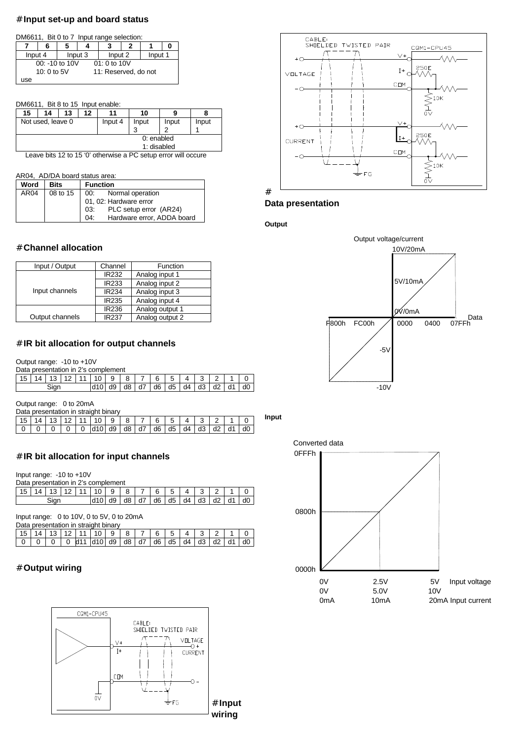# Input set-up and board status

DM6611, Bit 0 to 7 Input range selection:

| 7 | 6 | 5 | 4 | 3 | 2 | 1 | 0 |
|---|---|---|---|---|---|---|---|
| Input 4 | | Input 3 | | Input 2 | | Input 1 | |
| 00: -10 to 10V | | | | 01: 0 to 10V | | | |
| 10: 0 to 5V | | | | 11: Reserved, do not use | | | |

DM6611, Bit 8 to 15 Input enable:

| 15 | 14 | 13 | 12 | 11 | 10 | 9 | 8 |
|---|---|---|---|---|---|---|---|
| Not used, leave 0 | | | | Input 4 | Input 3 | Input 2 | Input 1 |
| 0: enabled 1: disabled | | | | | | | |

Leave bits 12 to 15 '0' otherwise a PC setup error will occure

AR04, AD/DA board status area:

| Word | Bits | Function |
|---|---|---|
| AR04 | 08 to 15 | 00: Normal operation<br>01, 02: Hardware error<br>03: PLC setup error (AR24)<br>04: Hardware error, ADDA board |

# Channel allocation

| Input / Output | Channel | Function |
|---|---|---|
| Input channels | IR232 | Analog input 1 |
| | IR233 | Analog input 2 |
| | IR234 | Analog input 3 |
| | IR235 | Analog input 4 |
| Output channels | IR236 | Analog output 1 |
| | IR237 | Analog output 2 |

# IR bit allocation for output channels

Output range: -10 to +10V
Data presentation in 2's complement

| 15 | 14 | 13 | 12 | 11 | 10 | 9 | 8 | 7 | 6 | 5 | 4 | 3 | 2 | 1 | 0 |
|---|---|---|---|---|---|---|---|---|---|---|---|---|---|---|---|
| Sign | | | | | d10 | d9 | d8 | d7 | d6 | d5 | d4 | d3 | d2 | d1 | d0 |

Output range: 0 to 20mA
Data presentation in straight binary

| 15 | 14 | 13 | 12 | 11 | 10 | 9 | 8 | 7 | 6 | 5 | 4 | 3 | 2 | 1 | 0 |
|---|---|---|---|---|---|---|---|---|---|---|---|---|---|---|---|
| 0 | 0 | 0 | 0 | 0 | d10 | d9 | d8 | d7 | d6 | d5 | d4 | d3 | d2 | d1 | d0 |

# IR bit allocation for input channels

Input range: -10 to +10V
Data presentation in 2's complement

| 15 | 14 | 13 | 12 | 11 | 10 | 9 | 8 | 7 | 6 | 5 | 4 | 3 | 2 | 1 | 0 |
|---|---|---|---|---|---|---|---|---|---|---|---|---|---|---|---|
| Sign | | | | | d10 | d9 | d8 | d7 | d6 | d5 | d4 | d3 | d2 | d1 | d0 |

Input range: 0 to 10V, 0 to 5V, 0 to 20mA
Data presentation in straight binary

| 15 | 14 | 13 | 12 | 11 | 10 | 9 | 8 | 7 | 6 | 5 | 4 | 3 | 2 | 1 | 0 |
|---|---|---|---|---|---|---|---|---|---|---|---|---|---|---|---|
| 0 | 0 | 0 | 0 | d11 | d10 | d9 | d8 | d7 | d6 | d5 | d4 | d3 | d2 | d1 | d0 |

# Output wiring

CQM1-CPU45
V+
I+
COM
0V
CABLE:
SHIELDED TWISTED PAIR
VOLTAGE
CURRENT
+
-
FG

# Input wiring

CABLE:
SHIELDED TWISTED PAIR
CQM1-CPU45
VOLTAGE
CURRENT
V+
I+
COM
250E
10K
0V
FG

# Data presentation

**Output**

Output voltage/current
10V/20mA
5V/10mA
0V/0mA
-5V
-10V
F800h FC00h 0000 0400 07FFh Data

**Input**

Converted data
0FFFh
0800h
0000h
0V 2.5V 5V Input voltage
0V 5.0V 10V
0mA 10mA 20mA Input current